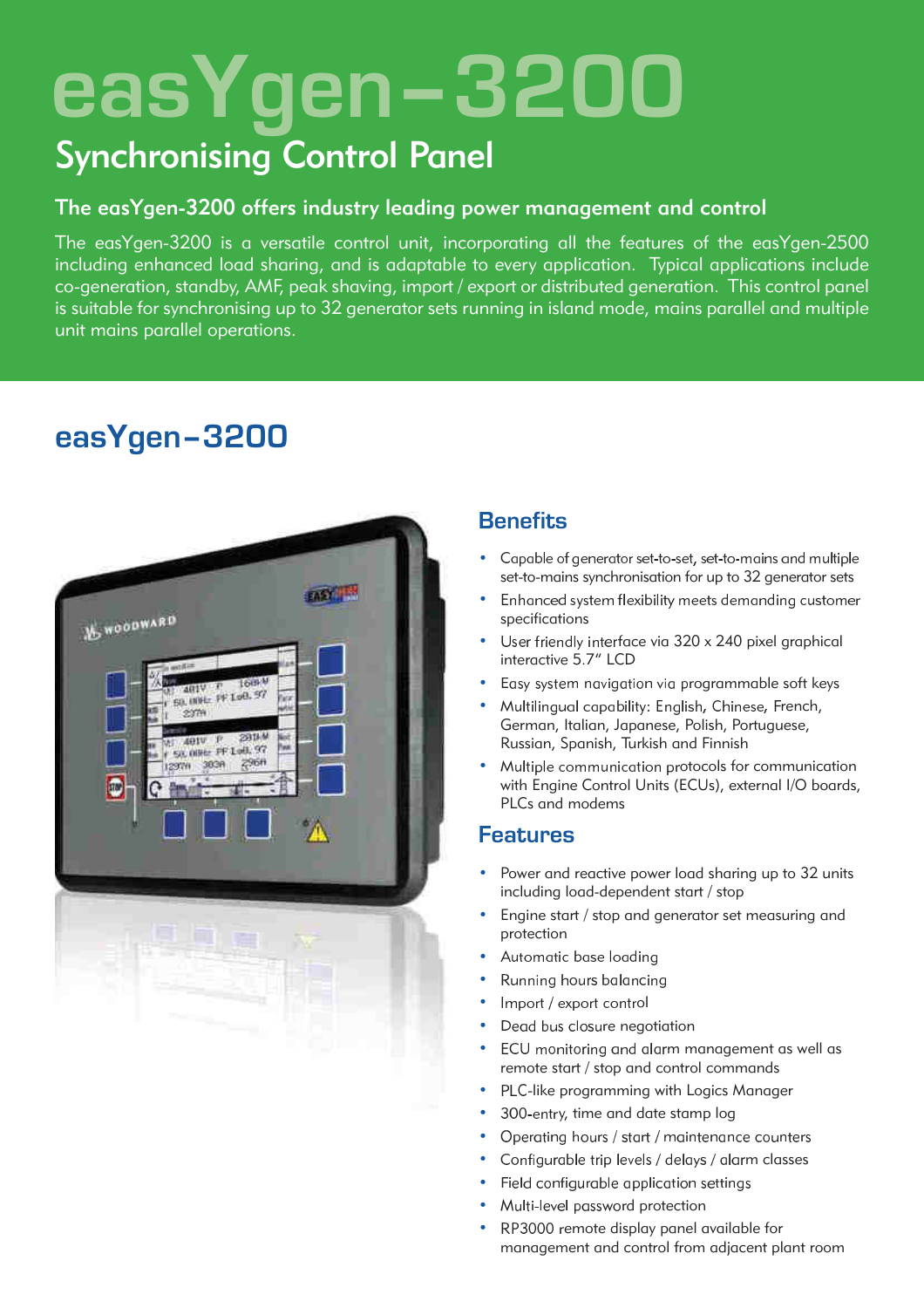# easYgen-3200

## Synchronising Control Panel

### The easYgen-3200 offers industry leading power management and control

The easYgen-3200 is a versatile control unit, incorporating all the features of the easYgen-2500 including enhanced load sharing, and is adaptable to every application. Typical applications include co-generation, standby, AMF, peak shaving, import / export or distributed generation. This control panel is suitable for synchronising up to 32 generator sets running in island mode, mains parallel and multiple unit mains parallel operations.

## easYgen-3200

### Benefits

- Capable of generator set-to-set, set-to-mains and multiple set-to-mains synchronisation for up to 32 generator sets
- Enhanced system flexibility meets demanding customer specifications
- User friendly interface via 320 x 240 pixel graphical interactive 5.7" LCD
- Easy system navigation via programmable soft keys
- Multilingual capability: English, Chinese, French, German, Italian, Japanese, Polish, Portuguese, Russian, Spanish, Turkish and Finnish
- Multiple communication protocols for communication with Engine Control Units (ECUs), external I/O boards, PLCs and modems

### Features

- Power and reactive power load sharing up to 32 units including load-dependent start / stop
- Engine start / stop and generator set measuring and protection
- Automatic base loading
- Running hours balancing
- Import / export control
- Dead bus closure negotiation
- ECU monitoring and alarm management as well as remote start / stop and control commands
- PLC-like programming with Logics Manager
- 300-entry, time and date stamp log
- Operating hours / start / maintenance counters
- Configurable trip levels / delays / alarm classes
- Field configurable application settings
- Multi-level password protection
- RP3000 remote display panel available for management and control from adjacent plant room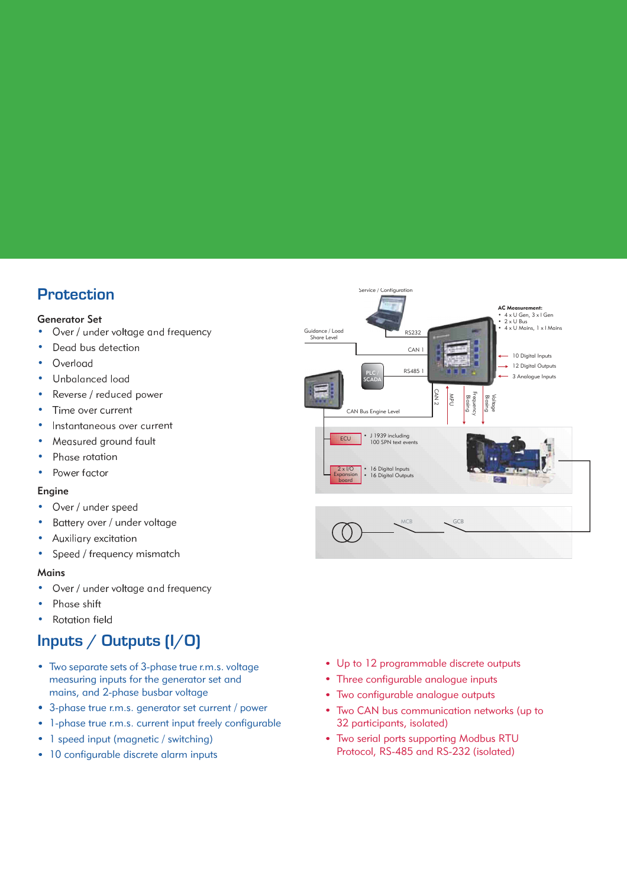## Protection

### Generator Set

- Over / under voltage and frequency
- Dead bus detection
- Overload
- Unbalanced load
- Reverse / reduced power
- Time over current
- Instantaneous over current
- Measured ground fault
- Phase rotation
- Power factor

### Engine

- Over / under speed
- Battery over / under voltage
- Auxiliary excitation
- Speed / frequency mismatch

### Mains

- Over / under voltage and frequency
- Phase shift
- Rotation field

Service / Configuration

Guidance / Load Share Level

RS232

CAN 1

RS485 1

PLC / SCADA

CAN Bus Engine Level

AC Measurement:
- 4 x U Gen, 3 x I Gen
- 2 x U Bus
- 4 x U Mains, 1 x I Mains

10 Digital Inputs

12 Digital Outputs

3 Analogue Inputs

CAN 2

MPU

Frequency Biasing

Voltage Biasing

ECU
- J 1939 including 100 SPN text events

2 x I/O Expansion board
- 16 Digital Inputs
- 16 Digital Outputs

MCB

GCB

## Inputs / Outputs (I/O)

- Two separate sets of 3-phase true r.m.s. voltage measuring inputs for the generator set and mains, and 2-phase busbar voltage
- 3-phase true r.m.s. generator set current / power
- 1-phase true r.m.s. current input freely configurable
- 1 speed input (magnetic / switching)
- 10 configurable discrete alarm inputs
- Up to 12 programmable discrete outputs
- Three configurable analogue inputs
- Two configurable analogue outputs
- Two CAN bus communication networks (up to 32 participants, isolated)
- Two serial ports supporting Modbus RTU Protocol, RS-485 and RS-232 (isolated)